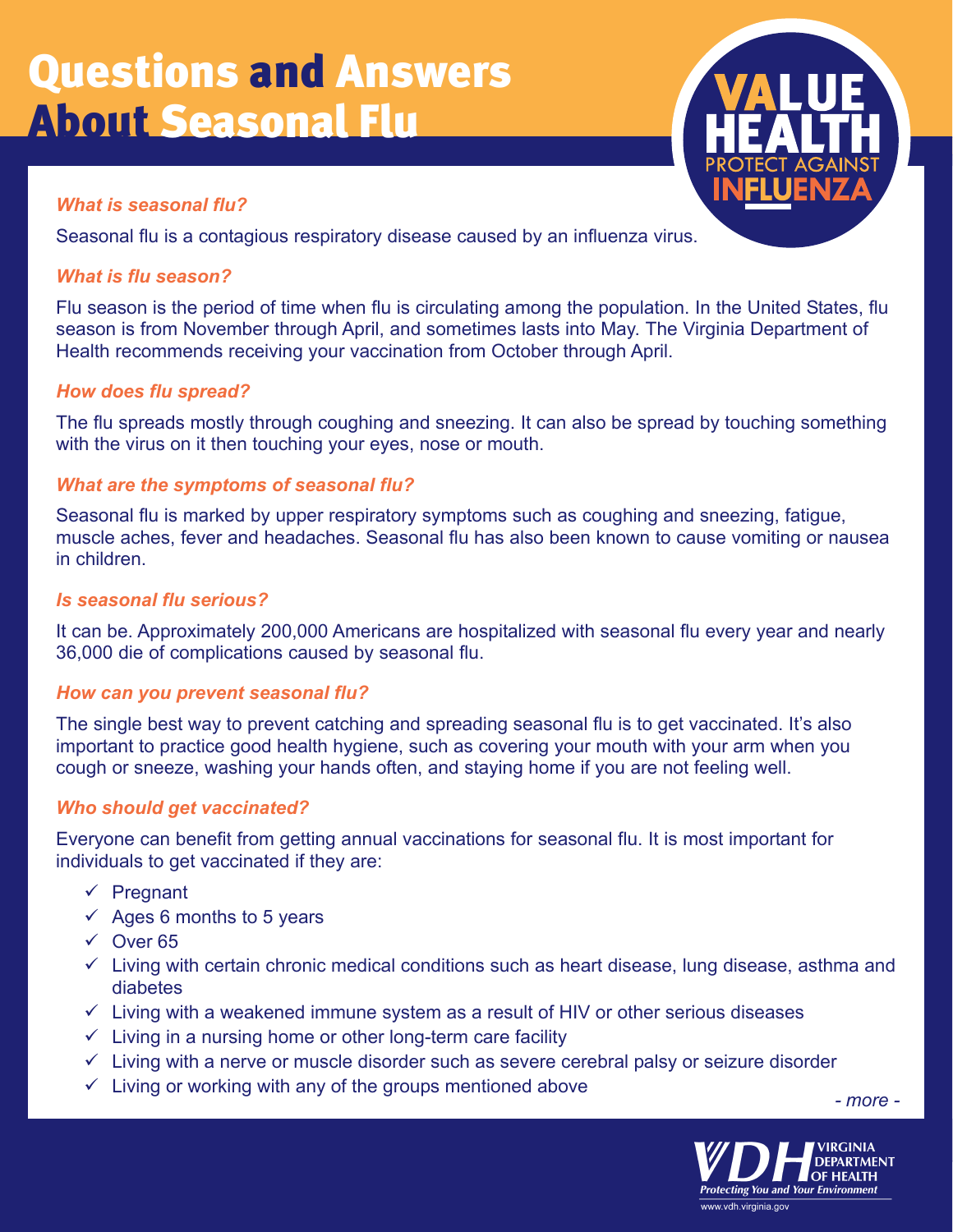# Questions and Answers About Seasonal Flu

VALUE HEALTH
PROTECT AGAINST INFLUENZA

***What is seasonal flu?***

Seasonal flu is a contagious respiratory disease caused by an influenza virus.

***What is flu season?***

Flu season is the period of time when flu is circulating among the population. In the United States, flu season is from November through April, and sometimes lasts into May. The Virginia Department of Health recommends receiving your vaccination from October through April.

***How does flu spread?***

The flu spreads mostly through coughing and sneezing. It can also be spread by touching something with the virus on it then touching your eyes, nose or mouth.

***What are the symptoms of seasonal flu?***

Seasonal flu is marked by upper respiratory symptoms such as coughing and sneezing, fatigue, muscle aches, fever and headaches. Seasonal flu has also been known to cause vomiting or nausea in children.

***Is seasonal flu serious?***

It can be. Approximately 200,000 Americans are hospitalized with seasonal flu every year and nearly 36,000 die of complications caused by seasonal flu.

***How can you prevent seasonal flu?***

The single best way to prevent catching and spreading seasonal flu is to get vaccinated. It's also important to practice good health hygiene, such as covering your mouth with your arm when you cough or sneeze, washing your hands often, and staying home if you are not feeling well.

***Who should get vaccinated?***

Everyone can benefit from getting annual vaccinations for seasonal flu. It is most important for individuals to get vaccinated if they are:

- ✓ Pregnant
- ✓ Ages 6 months to 5 years
- ✓ Over 65
- ✓ Living with certain chronic medical conditions such as heart disease, lung disease, asthma and diabetes
- ✓ Living with a weakened immune system as a result of HIV or other serious diseases
- ✓ Living in a nursing home or other long-term care facility
- ✓ Living with a nerve or muscle disorder such as severe cerebral palsy or seizure disorder
- ✓ Living or working with any of the groups mentioned above

*- more -*

VDH VIRGINIA DEPARTMENT OF HEALTH
*Protecting You and Your Environment*
www.vdh.virginia.gov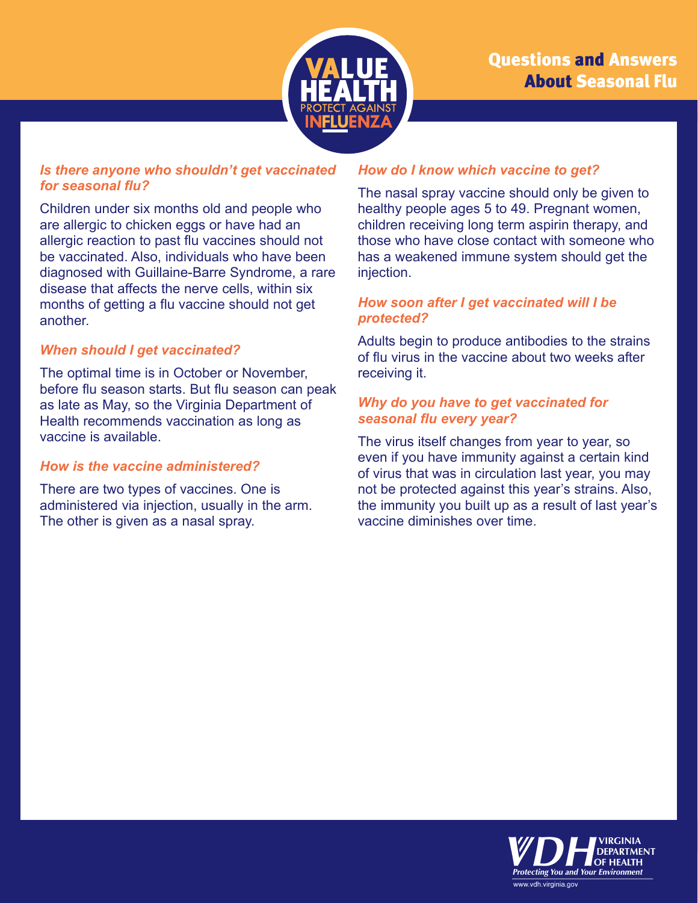# Questions and Answers About Seasonal Flu

VALUE HEALTH
PROTECT AGAINST INFLUENZA

### *Is there anyone who shouldn't get vaccinated for seasonal flu?*

Children under six months old and people who are allergic to chicken eggs or have had an allergic reaction to past flu vaccines should not be vaccinated. Also, individuals who have been diagnosed with Guillaine-Barre Syndrome, a rare disease that affects the nerve cells, within six months of getting a flu vaccine should not get another.

### *When should I get vaccinated?*

The optimal time is in October or November, before flu season starts. But flu season can peak as late as May, so the Virginia Department of Health recommends vaccination as long as vaccine is available.

### *How is the vaccine administered?*

There are two types of vaccines. One is administered via injection, usually in the arm. The other is given as a nasal spray.

### *How do I know which vaccine to get?*

The nasal spray vaccine should only be given to healthy people ages 5 to 49. Pregnant women, children receiving long term aspirin therapy, and those who have close contact with someone who has a weakened immune system should get the injection.

### *How soon after I get vaccinated will I be protected?*

Adults begin to produce antibodies to the strains of flu virus in the vaccine about two weeks after receiving it.

### *Why do you have to get vaccinated for seasonal flu every year?*

The virus itself changes from year to year, so even if you have immunity against a certain kind of virus that was in circulation last year, you may not be protected against this year's strains. Also, the immunity you built up as a result of last year's vaccine diminishes over time.

VDH VIRGINIA DEPARTMENT OF HEALTH
*Protecting You and Your Environment*
www.vdh.virginia.gov